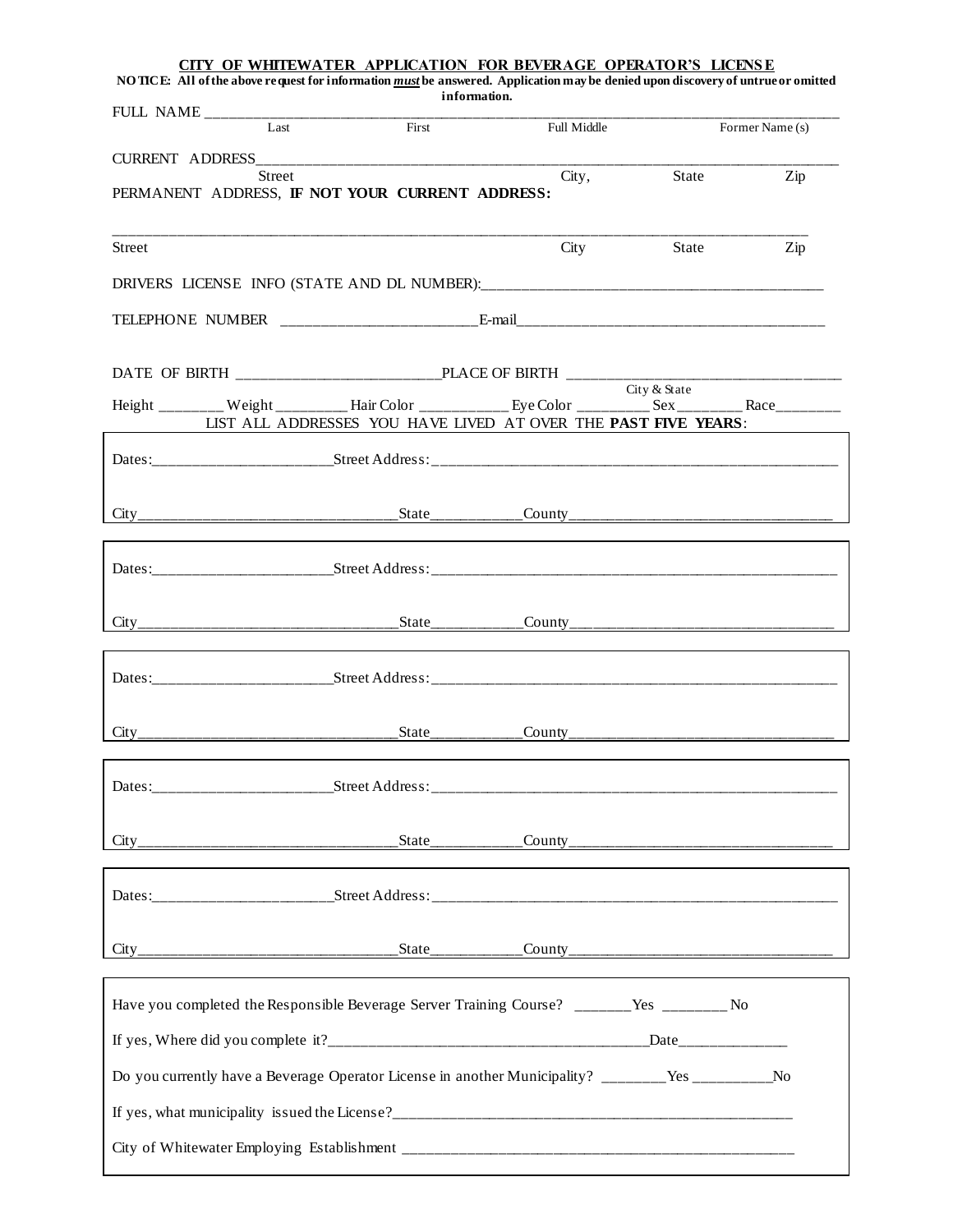# CITY OF WHITEWATER APPLICATION FOR BEVERAGE OPERATOR'S LICENSE

**NOTICE: All of the above request for information *must* be answered. Application may be denied upon discovery of untrue or omitted information.**

FULL NAME ______________________________________________________________________________
Last    First    Full Middle    Former Name (s)

CURRENT ADDRESS______________________________________________________________________
Street    City,    State    Zip

PERMANENT ADDRESS, **IF NOT YOUR CURRENT ADDRESS:**

______________________________________________________________________________________
Street    City    State    Zip

DRIVERS LICENSE INFO (STATE AND DL NUMBER):_____________________________________________

TELEPHONE NUMBER _________________________E-mail_________________________________________

DATE OF BIRTH __________________________PLACE OF BIRTH _________________________________
City & State

Height ________ Weight _________ Hair Color ___________ Eye Color _________ Sex ________ Race________

LIST ALL ADDRESSES YOU HAVE LIVED AT OVER THE **PAST FIVE YEARS**:

Dates:______________________Street Address:____________________________________________________

City_________________________________State___________County_________________________________

Dates:______________________Street Address:____________________________________________________

City_________________________________State___________County_________________________________

Dates:______________________Street Address:____________________________________________________

City_________________________________State___________County_________________________________

Dates:______________________Street Address:____________________________________________________

City_________________________________State___________County_________________________________

Dates:______________________Street Address:____________________________________________________

City_________________________________State___________County_________________________________

Have you completed the Responsible Beverage Server Training Course? _______Yes ________ No

If yes, Where did you complete it?__________________________________________Date______________

Do you currently have a Beverage Operator License in another Municipality? ________Yes __________No

If yes, what municipality issued the License?______________________________________________________

City of Whitewater Employing Establishment ______________________________________________________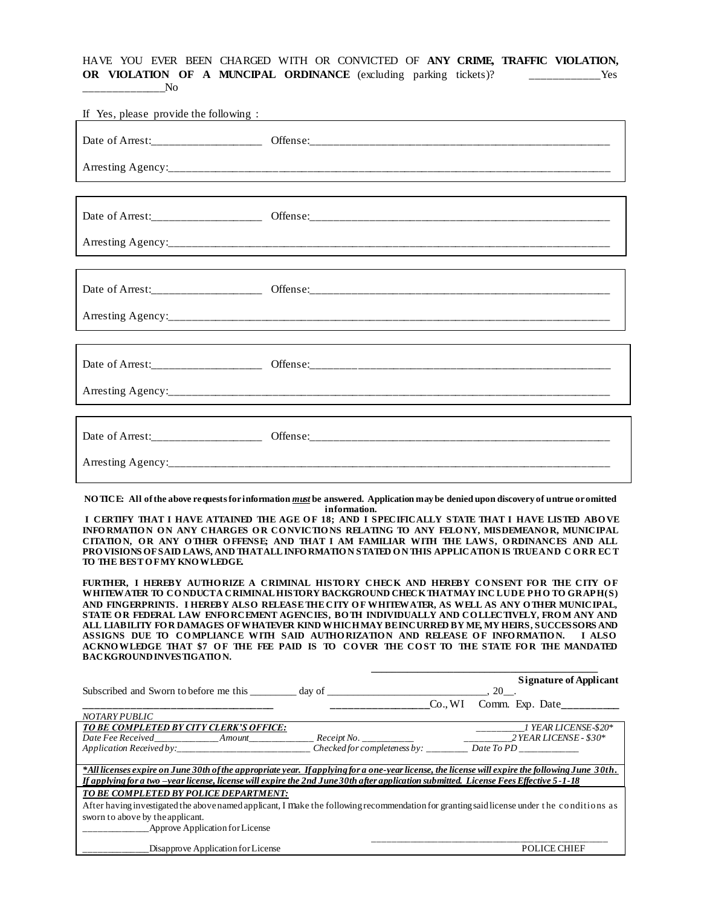HAVE YOU EVER BEEN CHARGED WITH OR CONVICTED OF **ANY CRIME, TRAFFIC VIOLATION, OR VIOLATION OF A MUNCIPAL ORDINANCE** (excluding parking tickets)? ____________Yes ______________No

If Yes, please provide the following :

Date of Arrest:__________________ Offense:________________________________________________

Arresting Agency:________________________________________________________________________

Date of Arrest:__________________ Offense:________________________________________________

Arresting Agency:________________________________________________________________________

Date of Arrest:__________________ Offense:________________________________________________

Arresting Agency:________________________________________________________________________

Date of Arrest:__________________ Offense:________________________________________________

Arresting Agency:________________________________________________________________________

Date of Arrest:__________________ Offense:________________________________________________

Arresting Agency:________________________________________________________________________

**NOTICE: All of the above requests for information *must* be answered. Application may be denied upon discovery of untrue or omitted information.**

**I CERTIFY THAT I HAVE ATTAINED THE AGE OF 18; AND I SPECIFICALLY STATE THAT I HAVE LISTED ABOVE INFORMATION ON ANY CHARGES OR CONVICTIONS RELATING TO ANY FELONY, MISDEMEANOR, MUNICIPAL CITATION, OR ANY OTHER OFFENSE; AND THAT I AM FAMILIAR WITH THE LAWS, ORDINANCES AND ALL PROVISIONS OF SAID LAWS, AND THAT ALL INFORMATION STATED ON THIS APPLICATION IS TRUE AND CORRECT TO THE BEST OF MY KNOWLEDGE.**

**FURTHER, I HEREBY AUTHORIZE A CRIMINAL HISTORY CHECK AND HEREBY CONSENT FOR THE CITY OF WHITEWATER TO CONDUCT A CRIMINAL HISTORY BACKGROUND CHECK THAT MAY INCLUDE PHOTOGRAPH(S) AND FINGERPRINTS. I HEREBY ALSO RELEASE THE CITY OF WHITEWATER, AS WELL AS ANY OTHER MUNICIPAL, STATE OR FEDERAL LAW ENFORCEMENT AGENCIES, BOTH INDIVIDUALLY AND COLLECTIVELY, FROM ANY AND ALL LIABILITY FOR DAMAGES OF WHATEVER KIND WHICH MAY BE INCURRED BY ME, MY HEIRS, SUCCESSORS AND ASSIGNS DUE TO COMPLIANCE WITH SAID AUTHORIZATION AND RELEASE OF INFORMATION. I ALSO ACKNOWLEDGE THAT $7 OF THE FEE PAID IS TO COVER THE COST TO THE STATE FOR THE MANDATED BACKGROUND INVESTIGATION.**

____________________________________________
**Signature of Applicant**

Subscribed and Sworn to before me this ________ day of ____________________________, 20__.

____________________________________ _________________Co., WI Comm. Exp. Date__________

*NOTARY PUBLIC*

***TO BE COMPLETED BY CITY CLERK'S OFFICE:*** __________*1 YEAR LICENSE-$20**

*Date Fee Received_____________ Amount_____________ Receipt No. __________* __________*2 YEAR LICENSE - $30**

*Application Received by:___________________________ Checked for completeness by: ________ Date To PD ____________*

***All licenses expire on June 30th of the appropriate year. If applying for a one-year license, the license will expire the following June 30th. If applying for a two –year license, license will expire the 2nd June 30th after application submitted. License Fees Effective 5-1-18***

***TO BE COMPLETED BY POLICE DEPARTMENT:***

After having investigated the above named applicant, I make the following recommendation for granting said license under the conditions as sworn to above by the applicant.

_____________Approve Application for License

_____________Disapprove Application for License

____________________________________________
POLICE CHIEF